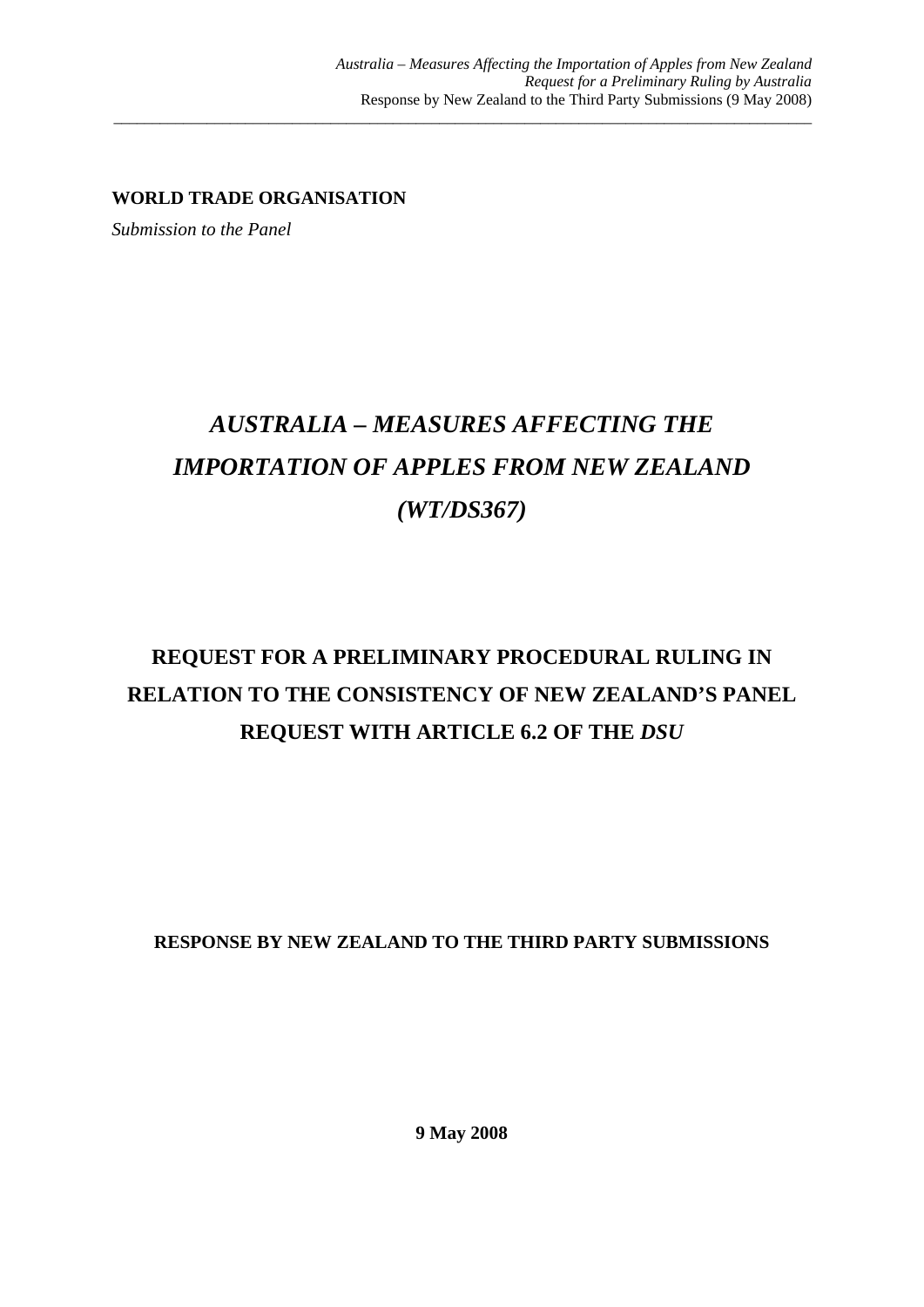**WORLD TRADE ORGANISATION**

*Submission to the Panel*

# *AUSTRALIA – MEASURES AFFECTING THE IMPORTATION OF APPLES FROM NEW ZEALAND (WT/DS367)*

## REQUEST FOR A PRELIMINARY PROCEDURAL RULING IN RELATION TO THE CONSISTENCY OF NEW ZEALAND'S PANEL REQUEST WITH ARTICLE 6.2 OF THE *DSU*

**RESPONSE BY NEW ZEALAND TO THE THIRD PARTY SUBMISSIONS**

**9 May 2008**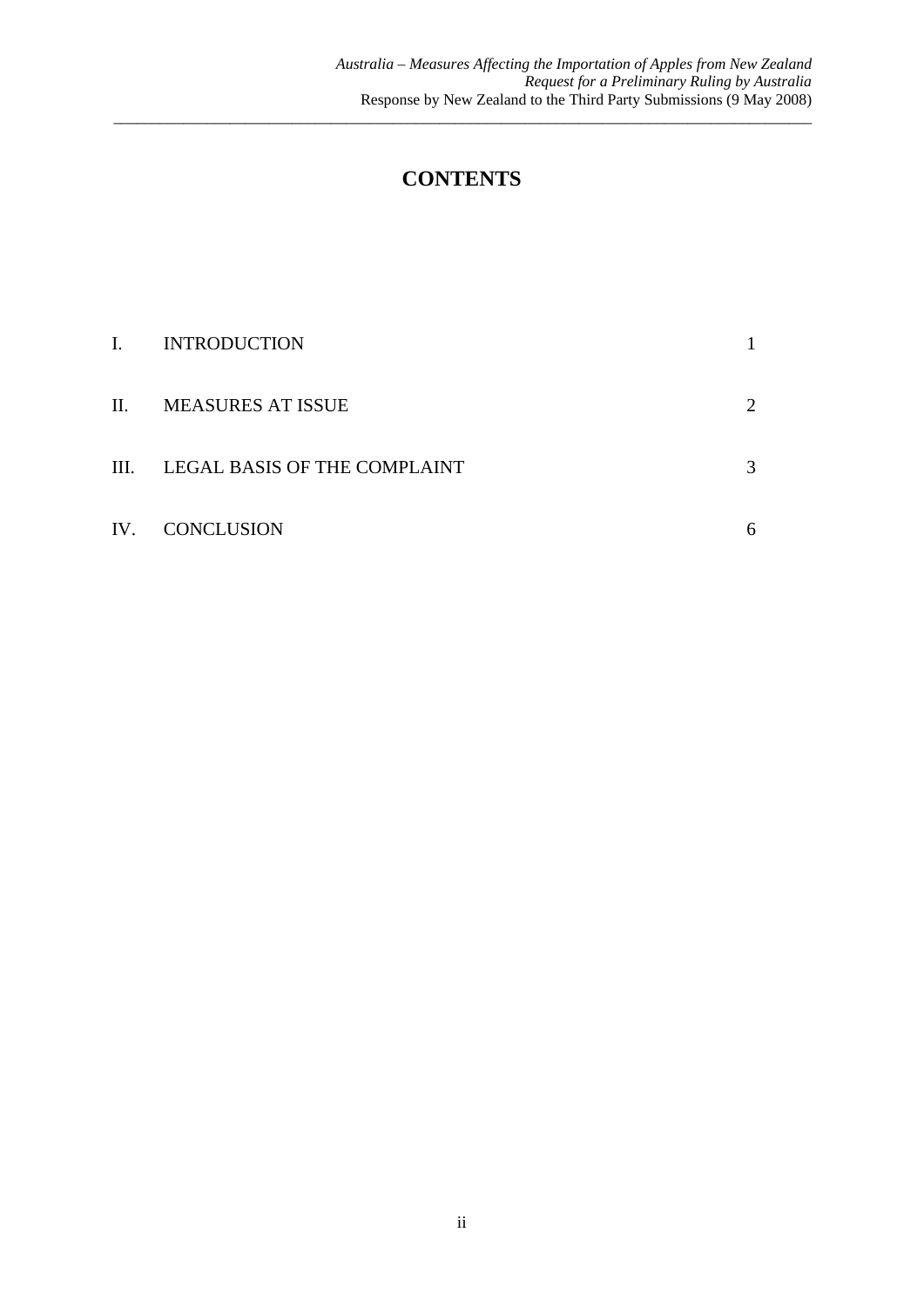# CONTENTS

| | | |
|---|---|---|
| I. | INTRODUCTION | 1 |
| II. | MEASURES AT ISSUE | 2 |
| III. | LEGAL BASIS OF THE COMPLAINT | 3 |
| IV. | CONCLUSION | 6 |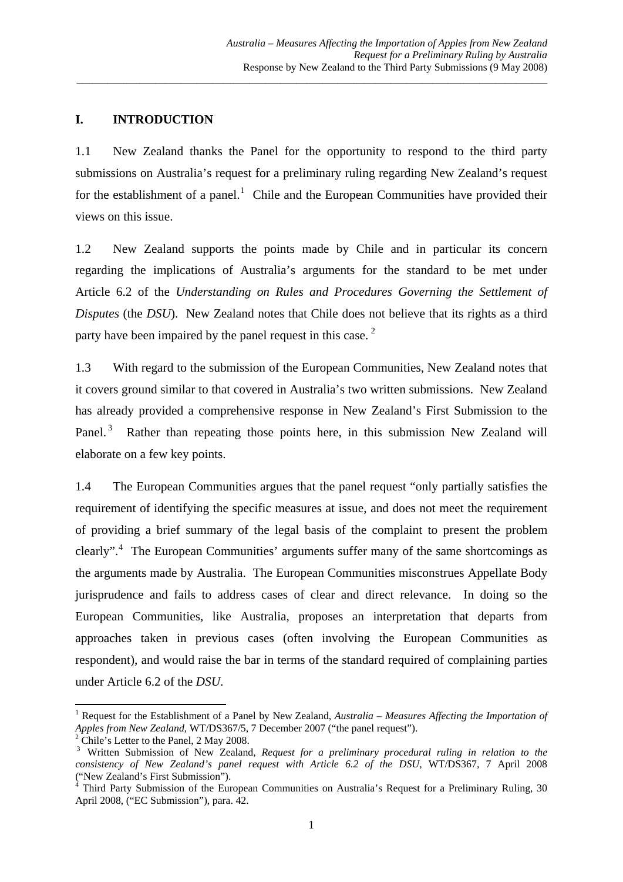## I. INTRODUCTION

1.1 New Zealand thanks the Panel for the opportunity to respond to the third party submissions on Australia's request for a preliminary ruling regarding New Zealand's request for the establishment of a panel.[1] Chile and the European Communities have provided their views on this issue.

1.2 New Zealand supports the points made by Chile and in particular its concern regarding the implications of Australia's arguments for the standard to be met under Article 6.2 of the *Understanding on Rules and Procedures Governing the Settlement of Disputes* (the *DSU*). New Zealand notes that Chile does not believe that its rights as a third party have been impaired by the panel request in this case.[2]

1.3 With regard to the submission of the European Communities, New Zealand notes that it covers ground similar to that covered in Australia's two written submissions. New Zealand has already provided a comprehensive response in New Zealand's First Submission to the Panel.[3] Rather than repeating those points here, in this submission New Zealand will elaborate on a few key points.

1.4 The European Communities argues that the panel request "only partially satisfies the requirement of identifying the specific measures at issue, and does not meet the requirement of providing a brief summary of the legal basis of the complaint to present the problem clearly".[4] The European Communities' arguments suffer many of the same shortcomings as the arguments made by Australia. The European Communities misconstrues Appellate Body jurisprudence and fails to address cases of clear and direct relevance. In doing so the European Communities, like Australia, proposes an interpretation that departs from approaches taken in previous cases (often involving the European Communities as respondent), and would raise the bar in terms of the standard required of complaining parties under Article 6.2 of the *DSU*.

---

[1] Request for the Establishment of a Panel by New Zealand, *Australia – Measures Affecting the Importation of Apples from New Zealand*, WT/DS367/5, 7 December 2007 ("the panel request").

[2] Chile's Letter to the Panel, 2 May 2008.

[3] Written Submission of New Zealand, *Request for a preliminary procedural ruling in relation to the consistency of New Zealand's panel request with Article 6.2 of the DSU*, WT/DS367, 7 April 2008 ("New Zealand's First Submission").

[4] Third Party Submission of the European Communities on Australia's Request for a Preliminary Ruling, 30 April 2008, ("EC Submission"), para. 42.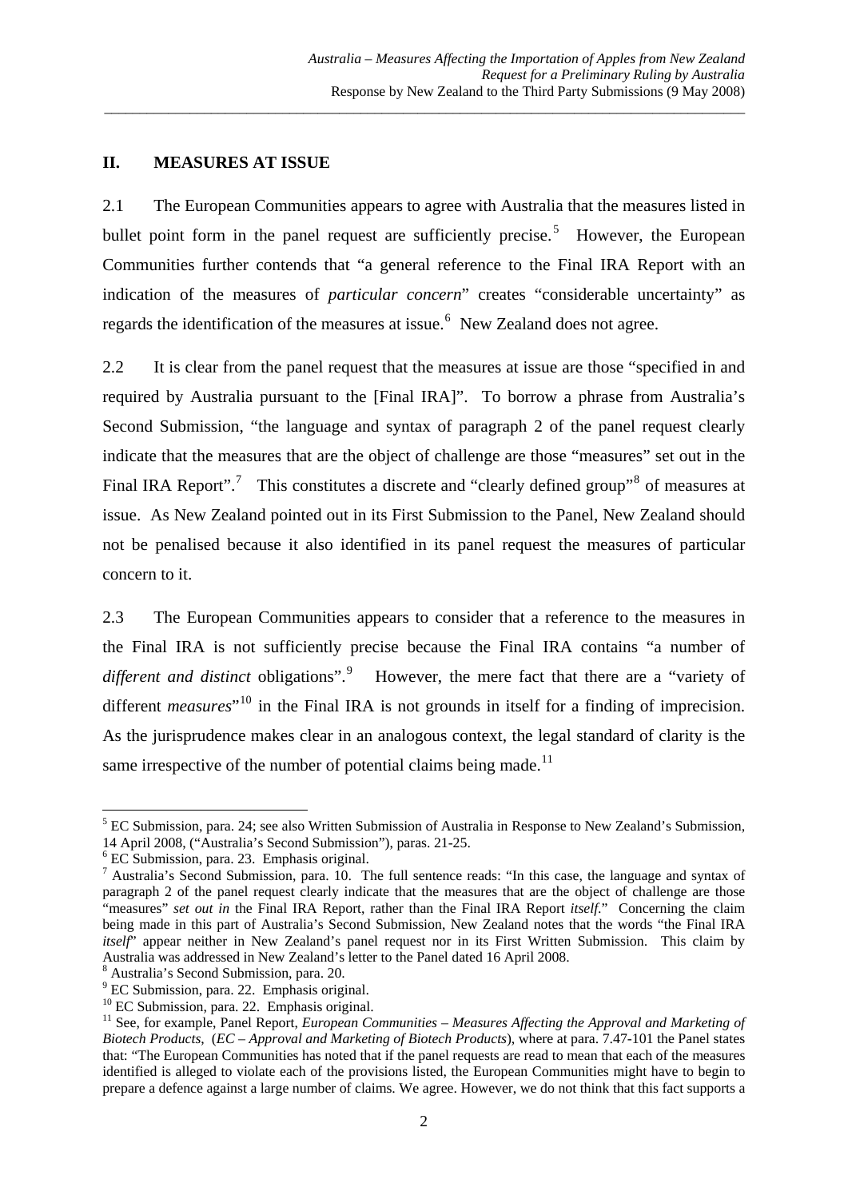## II. MEASURES AT ISSUE

2.1 The European Communities appears to agree with Australia that the measures listed in bullet point form in the panel request are sufficiently precise.[5] However, the European Communities further contends that "a general reference to the Final IRA Report with an indication of the measures of *particular concern*" creates "considerable uncertainty" as regards the identification of the measures at issue.[6] New Zealand does not agree.

2.2 It is clear from the panel request that the measures at issue are those "specified in and required by Australia pursuant to the [Final IRA]". To borrow a phrase from Australia's Second Submission, "the language and syntax of paragraph 2 of the panel request clearly indicate that the measures that are the object of challenge are those "measures" set out in the Final IRA Report".[7] This constitutes a discrete and "clearly defined group"[8] of measures at issue. As New Zealand pointed out in its First Submission to the Panel, New Zealand should not be penalised because it also identified in its panel request the measures of particular concern to it.

2.3 The European Communities appears to consider that a reference to the measures in the Final IRA is not sufficiently precise because the Final IRA contains "a number of *different and distinct* obligations".[9] However, the mere fact that there are a "variety of different *measures*"[10] in the Final IRA is not grounds in itself for a finding of imprecision. As the jurisprudence makes clear in an analogous context, the legal standard of clarity is the same irrespective of the number of potential claims being made.[11]

---

[5] EC Submission, para. 24; see also Written Submission of Australia in Response to New Zealand's Submission, 14 April 2008, ("Australia's Second Submission"), paras. 21-25.

[6] EC Submission, para. 23. Emphasis original.

[7] Australia's Second Submission, para. 10. The full sentence reads: "In this case, the language and syntax of paragraph 2 of the panel request clearly indicate that the measures that are the object of challenge are those "measures" *set out in* the Final IRA Report, rather than the Final IRA Report *itself*." Concerning the claim being made in this part of Australia's Second Submission, New Zealand notes that the words "the Final IRA *itself*" appear neither in New Zealand's panel request nor in its First Written Submission. This claim by Australia was addressed in New Zealand's letter to the Panel dated 16 April 2008.

[8] Australia's Second Submission, para. 20.

[9] EC Submission, para. 22. Emphasis original.

[10] EC Submission, para. 22. Emphasis original.

[11] See, for example, Panel Report, *European Communities – Measures Affecting the Approval and Marketing of Biotech Products*, (*EC – Approval and Marketing of Biotech Products*), where at para. 7.47-101 the Panel states that: "The European Communities has noted that if the panel requests are read to mean that each of the measures identified is alleged to violate each of the provisions listed, the European Communities might have to begin to prepare a defence against a large number of claims. We agree. However, we do not think that this fact supports a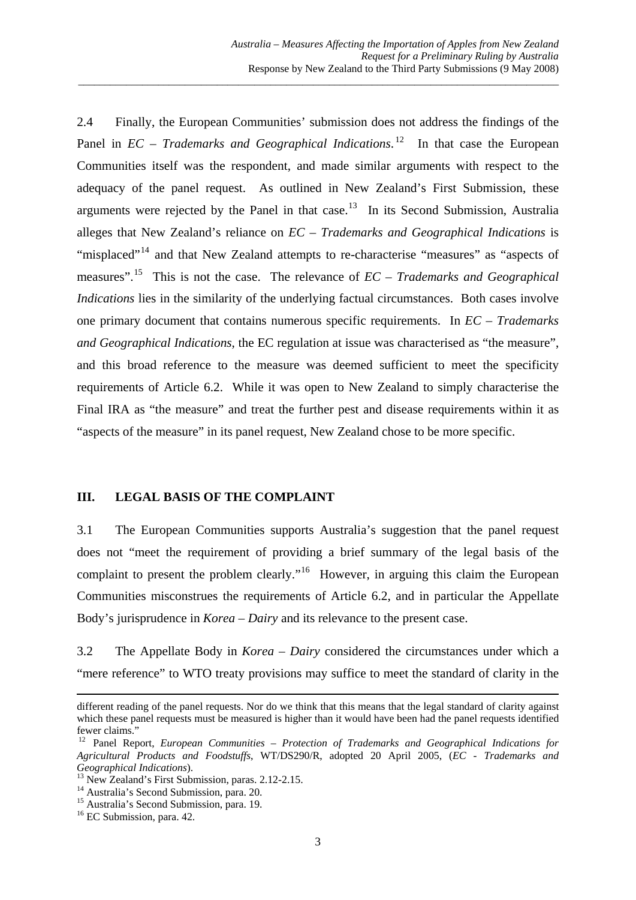2.4 Finally, the European Communities' submission does not address the findings of the Panel in *EC – Trademarks and Geographical Indications*.[12] In that case the European Communities itself was the respondent, and made similar arguments with respect to the adequacy of the panel request. As outlined in New Zealand's First Submission, these arguments were rejected by the Panel in that case.[13] In its Second Submission, Australia alleges that New Zealand's reliance on *EC – Trademarks and Geographical Indications* is "misplaced"[14] and that New Zealand attempts to re-characterise "measures" as "aspects of measures".[15] This is not the case. The relevance of *EC – Trademarks and Geographical Indications* lies in the similarity of the underlying factual circumstances. Both cases involve one primary document that contains numerous specific requirements. In *EC – Trademarks and Geographical Indications*, the EC regulation at issue was characterised as "the measure", and this broad reference to the measure was deemed sufficient to meet the specificity requirements of Article 6.2. While it was open to New Zealand to simply characterise the Final IRA as "the measure" and treat the further pest and disease requirements within it as "aspects of the measure" in its panel request, New Zealand chose to be more specific.

## III. LEGAL BASIS OF THE COMPLAINT

3.1 The European Communities supports Australia's suggestion that the panel request does not "meet the requirement of providing a brief summary of the legal basis of the complaint to present the problem clearly."[16] However, in arguing this claim the European Communities misconstrues the requirements of Article 6.2, and in particular the Appellate Body's jurisprudence in *Korea – Dairy* and its relevance to the present case.

3.2 The Appellate Body in *Korea – Dairy* considered the circumstances under which a "mere reference" to WTO treaty provisions may suffice to meet the standard of clarity in the

---

different reading of the panel requests. Nor do we think that this means that the legal standard of clarity against which these panel requests must be measured is higher than it would have been had the panel requests identified fewer claims."

[12] Panel Report, *European Communities – Protection of Trademarks and Geographical Indications for Agricultural Products and Foodstuffs*, WT/DS290/R, adopted 20 April 2005, (*EC - Trademarks and Geographical Indications*).

[13] New Zealand's First Submission, paras. 2.12-2.15.

[14] Australia's Second Submission, para. 20.

[15] Australia's Second Submission, para. 19.

[16] EC Submission, para. 42.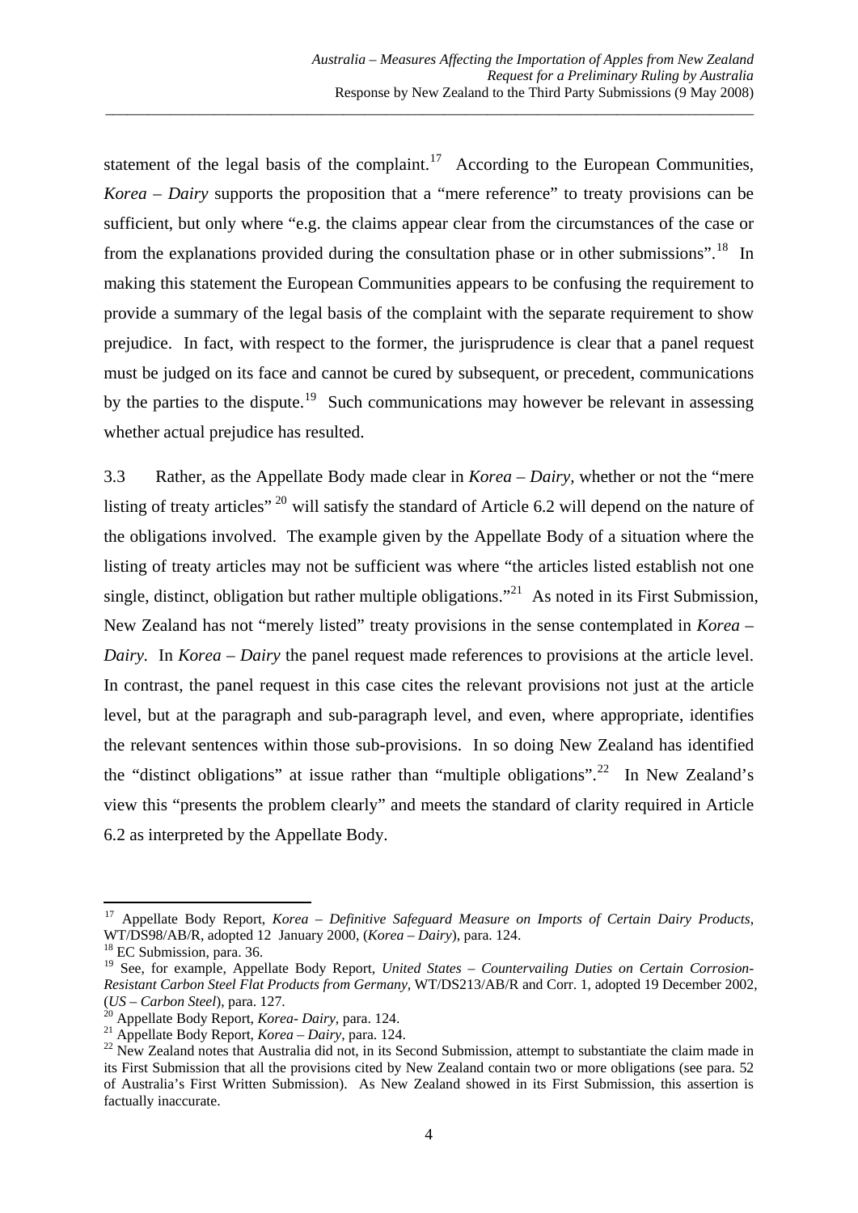statement of the legal basis of the complaint.[17] According to the European Communities, *Korea – Dairy* supports the proposition that a "mere reference" to treaty provisions can be sufficient, but only where "e.g. the claims appear clear from the circumstances of the case or from the explanations provided during the consultation phase or in other submissions".[18] In making this statement the European Communities appears to be confusing the requirement to provide a summary of the legal basis of the complaint with the separate requirement to show prejudice. In fact, with respect to the former, the jurisprudence is clear that a panel request must be judged on its face and cannot be cured by subsequent, or precedent, communications by the parties to the dispute.[19] Such communications may however be relevant in assessing whether actual prejudice has resulted.

3.3 Rather, as the Appellate Body made clear in *Korea – Dairy*, whether or not the "mere listing of treaty articles" [20] will satisfy the standard of Article 6.2 will depend on the nature of the obligations involved. The example given by the Appellate Body of a situation where the listing of treaty articles may not be sufficient was where "the articles listed establish not one single, distinct, obligation but rather multiple obligations."[21] As noted in its First Submission, New Zealand has not "merely listed" treaty provisions in the sense contemplated in *Korea – Dairy*. In *Korea – Dairy* the panel request made references to provisions at the article level. In contrast, the panel request in this case cites the relevant provisions not just at the article level, but at the paragraph and sub-paragraph level, and even, where appropriate, identifies the relevant sentences within those sub-provisions. In so doing New Zealand has identified the "distinct obligations" at issue rather than "multiple obligations".[22] In New Zealand's view this "presents the problem clearly" and meets the standard of clarity required in Article 6.2 as interpreted by the Appellate Body.

---

[17] Appellate Body Report, *Korea – Definitive Safeguard Measure on Imports of Certain Dairy Products*, WT/DS98/AB/R, adopted 12 January 2000, (*Korea – Dairy*), para. 124.

[18] EC Submission, para. 36.

[19] See, for example, Appellate Body Report, *United States – Countervailing Duties on Certain Corrosion-Resistant Carbon Steel Flat Products from Germany*, WT/DS213/AB/R and Corr. 1, adopted 19 December 2002, (*US – Carbon Steel*), para. 127.

[20] Appellate Body Report, *Korea- Dairy*, para. 124.

[21] Appellate Body Report, *Korea – Dairy*, para. 124.

[22] New Zealand notes that Australia did not, in its Second Submission, attempt to substantiate the claim made in its First Submission that all the provisions cited by New Zealand contain two or more obligations (see para. 52 of Australia's First Written Submission). As New Zealand showed in its First Submission, this assertion is factually inaccurate.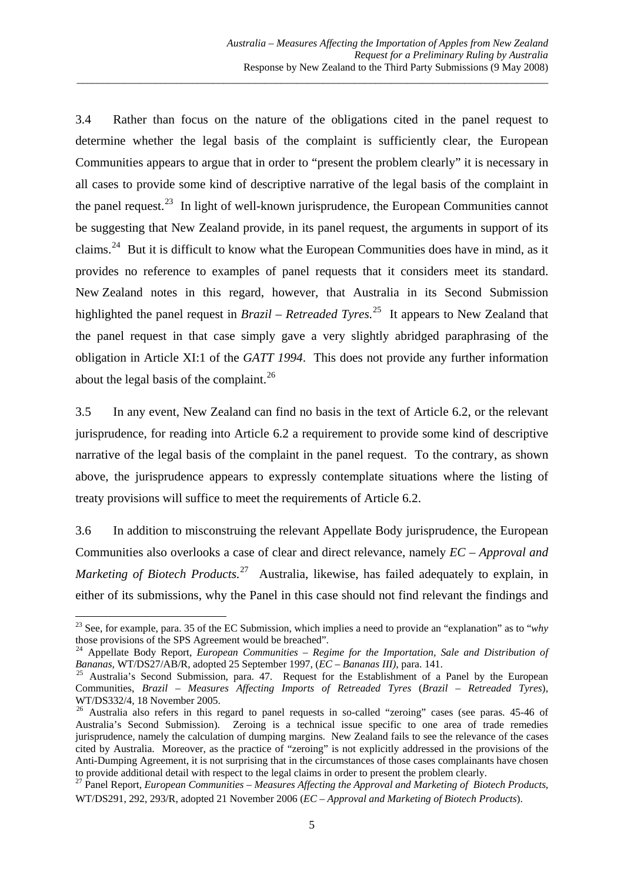3.4 Rather than focus on the nature of the obligations cited in the panel request to determine whether the legal basis of the complaint is sufficiently clear, the European Communities appears to argue that in order to "present the problem clearly" it is necessary in all cases to provide some kind of descriptive narrative of the legal basis of the complaint in the panel request.[23] In light of well-known jurisprudence, the European Communities cannot be suggesting that New Zealand provide, in its panel request, the arguments in support of its claims.[24] But it is difficult to know what the European Communities does have in mind, as it provides no reference to examples of panel requests that it considers meet its standard. New Zealand notes in this regard, however, that Australia in its Second Submission highlighted the panel request in *Brazil – Retreaded Tyres*.[25] It appears to New Zealand that the panel request in that case simply gave a very slightly abridged paraphrasing of the obligation in Article XI:1 of the *GATT 1994*. This does not provide any further information about the legal basis of the complaint.[26]

3.5 In any event, New Zealand can find no basis in the text of Article 6.2, or the relevant jurisprudence, for reading into Article 6.2 a requirement to provide some kind of descriptive narrative of the legal basis of the complaint in the panel request. To the contrary, as shown above, the jurisprudence appears to expressly contemplate situations where the listing of treaty provisions will suffice to meet the requirements of Article 6.2.

3.6 In addition to misconstruing the relevant Appellate Body jurisprudence, the European Communities also overlooks a case of clear and direct relevance, namely *EC – Approval and Marketing of Biotech Products*.[27] Australia, likewise, has failed adequately to explain, in either of its submissions, why the Panel in this case should not find relevant the findings and

---

[23] See, for example, para. 35 of the EC Submission, which implies a need to provide an "explanation" as to "*why* those provisions of the SPS Agreement would be breached".

[24] Appellate Body Report, *European Communities – Regime for the Importation, Sale and Distribution of Bananas*, WT/DS27/AB/R, adopted 25 September 1997, (*EC – Bananas III)*, para. 141.

[25] Australia's Second Submission, para. 47. Request for the Establishment of a Panel by the European Communities, *Brazil – Measures Affecting Imports of Retreaded Tyres* (*Brazil – Retreaded Tyres*), WT/DS332/4, 18 November 2005.

[26] Australia also refers in this regard to panel requests in so-called "zeroing" cases (see paras. 45-46 of Australia's Second Submission). Zeroing is a technical issue specific to one area of trade remedies jurisprudence, namely the calculation of dumping margins. New Zealand fails to see the relevance of the cases cited by Australia. Moreover, as the practice of "zeroing" is not explicitly addressed in the provisions of the Anti-Dumping Agreement, it is not surprising that in the circumstances of those cases complainants have chosen to provide additional detail with respect to the legal claims in order to present the problem clearly.

[27] Panel Report, *European Communities – Measures Affecting the Approval and Marketing of Biotech Products*, WT/DS291, 292, 293/R, adopted 21 November 2006 (*EC – Approval and Marketing of Biotech Products*).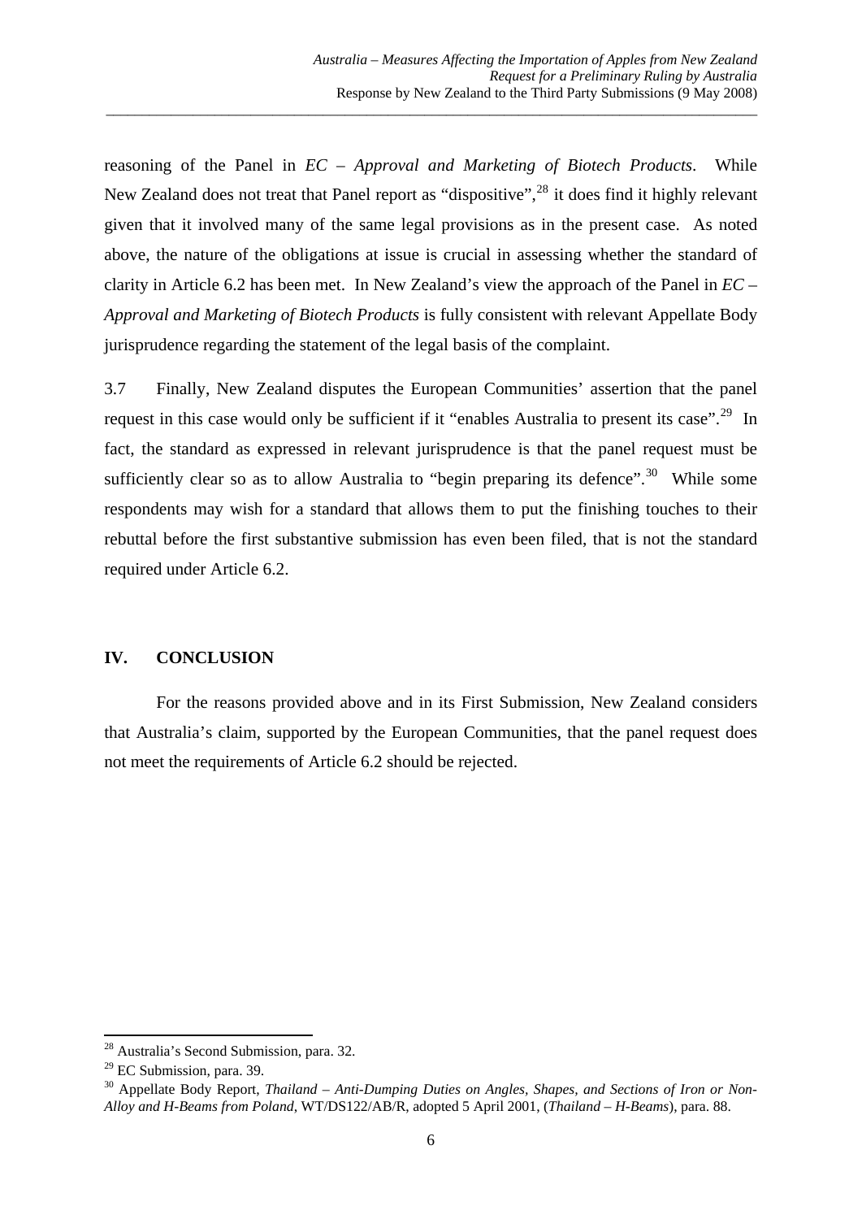reasoning of the Panel in *EC – Approval and Marketing of Biotech Products*. While New Zealand does not treat that Panel report as "dispositive",[28] it does find it highly relevant given that it involved many of the same legal provisions as in the present case. As noted above, the nature of the obligations at issue is crucial in assessing whether the standard of clarity in Article 6.2 has been met. In New Zealand's view the approach of the Panel in *EC – Approval and Marketing of Biotech Products* is fully consistent with relevant Appellate Body jurisprudence regarding the statement of the legal basis of the complaint.

3.7 Finally, New Zealand disputes the European Communities' assertion that the panel request in this case would only be sufficient if it "enables Australia to present its case".[29] In fact, the standard as expressed in relevant jurisprudence is that the panel request must be sufficiently clear so as to allow Australia to "begin preparing its defence".[30] While some respondents may wish for a standard that allows them to put the finishing touches to their rebuttal before the first substantive submission has even been filed, that is not the standard required under Article 6.2.

## IV. CONCLUSION

For the reasons provided above and in its First Submission, New Zealand considers that Australia's claim, supported by the European Communities, that the panel request does not meet the requirements of Article 6.2 should be rejected.

---

[28] Australia's Second Submission, para. 32.

[29] EC Submission, para. 39.

[30] Appellate Body Report, *Thailand – Anti-Dumping Duties on Angles, Shapes, and Sections of Iron or Non-Alloy and H-Beams from Poland*, WT/DS122/AB/R, adopted 5 April 2001, (*Thailand – H-Beams*), para. 88.